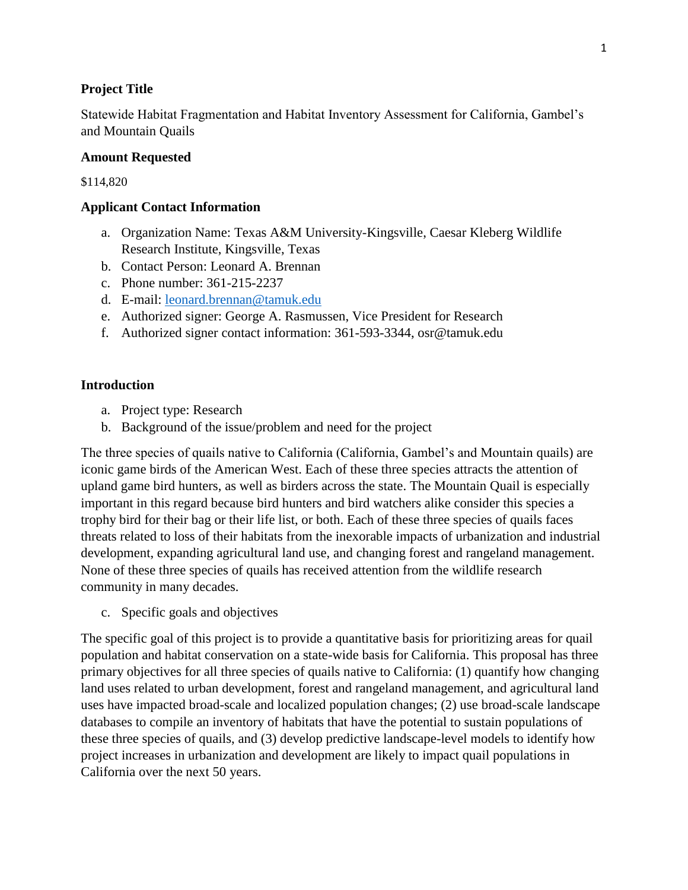**Project Title**

Statewide Habitat Fragmentation and Habitat Inventory Assessment for California, Gambel's and Mountain Quails

**Amount Requested**

$114,820

**Applicant Contact Information**

a. Organization Name: Texas A&M University-Kingsville, Caesar Kleberg Wildlife Research Institute, Kingsville, Texas
b. Contact Person: Leonard A. Brennan
c. Phone number: 361-215-2237
d. E-mail: leonard.brennan@tamuk.edu
e. Authorized signer: George A. Rasmussen, Vice President for Research
f. Authorized signer contact information: 361-593-3344, osr@tamuk.edu

**Introduction**

a. Project type: Research
b. Background of the issue/problem and need for the project

The three species of quails native to California (California, Gambel's and Mountain quails) are iconic game birds of the American West. Each of these three species attracts the attention of upland game bird hunters, as well as birders across the state. The Mountain Quail is especially important in this regard because bird hunters and bird watchers alike consider this species a trophy bird for their bag or their life list, or both. Each of these three species of quails faces threats related to loss of their habitats from the inexorable impacts of urbanization and industrial development, expanding agricultural land use, and changing forest and rangeland management. None of these three species of quails has received attention from the wildlife research community in many decades.

c. Specific goals and objectives

The specific goal of this project is to provide a quantitative basis for prioritizing areas for quail population and habitat conservation on a state-wide basis for California. This proposal has three primary objectives for all three species of quails native to California: (1) quantify how changing land uses related to urban development, forest and rangeland management, and agricultural land uses have impacted broad-scale and localized population changes; (2) use broad-scale landscape databases to compile an inventory of habitats that have the potential to sustain populations of these three species of quails, and (3) develop predictive landscape-level models to identify how project increases in urbanization and development are likely to impact quail populations in California over the next 50 years.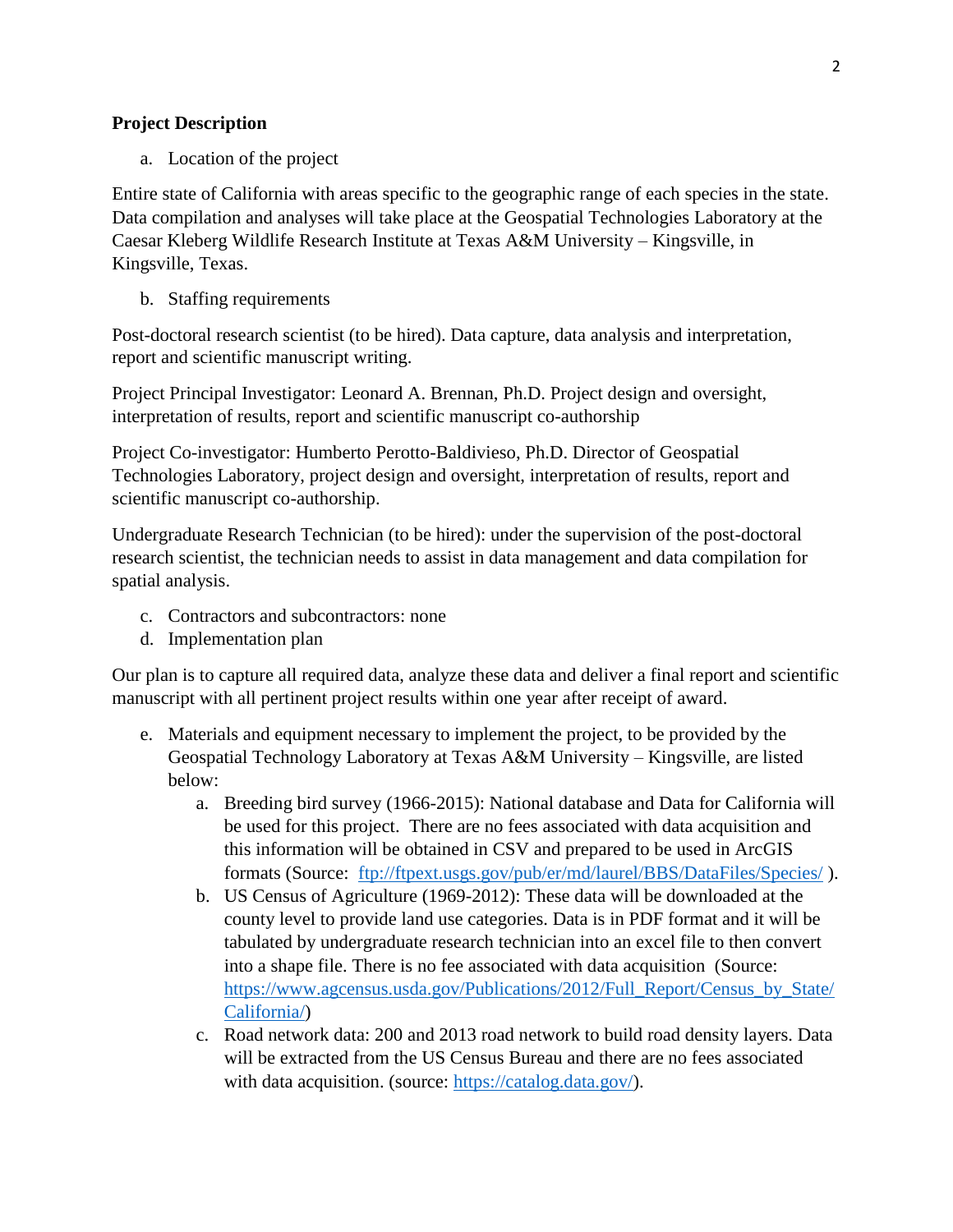**Project Description**

a. Location of the project

Entire state of California with areas specific to the geographic range of each species in the state. Data compilation and analyses will take place at the Geospatial Technologies Laboratory at the Caesar Kleberg Wildlife Research Institute at Texas A&M University – Kingsville, in Kingsville, Texas.

b. Staffing requirements

Post-doctoral research scientist (to be hired). Data capture, data analysis and interpretation, report and scientific manuscript writing.

Project Principal Investigator: Leonard A. Brennan, Ph.D. Project design and oversight, interpretation of results, report and scientific manuscript co-authorship

Project Co-investigator: Humberto Perotto-Baldivieso, Ph.D. Director of Geospatial Technologies Laboratory, project design and oversight, interpretation of results, report and scientific manuscript co-authorship.

Undergraduate Research Technician (to be hired): under the supervision of the post-doctoral research scientist, the technician needs to assist in data management and data compilation for spatial analysis.

c. Contractors and subcontractors: none
d. Implementation plan

Our plan is to capture all required data, analyze these data and deliver a final report and scientific manuscript with all pertinent project results within one year after receipt of award.

e. Materials and equipment necessary to implement the project, to be provided by the Geospatial Technology Laboratory at Texas A&M University – Kingsville, are listed below:
   a. Breeding bird survey (1966-2015): National database and Data for California will be used for this project. There are no fees associated with data acquisition and this information will be obtained in CSV and prepared to be used in ArcGIS formats (Source: [ftp://ftpext.usgs.gov/pub/er/md/laurel/BBS/DataFiles/Species/](ftp://ftpext.usgs.gov/pub/er/md/laurel/BBS/DataFiles/Species/) ).
   b. US Census of Agriculture (1969-2012): These data will be downloaded at the county level to provide land use categories. Data is in PDF format and it will be tabulated by undergraduate research technician into an excel file to then convert into a shape file. There is no fee associated with data acquisition (Source: [https://www.agcensus.usda.gov/Publications/2012/Full_Report/Census_by_State/California/](https://www.agcensus.usda.gov/Publications/2012/Full_Report/Census_by_State/California/))
   c. Road network data: 200 and 2013 road network to build road density layers. Data will be extracted from the US Census Bureau and there are no fees associated with data acquisition. (source: [https://catalog.data.gov/](https://catalog.data.gov/)).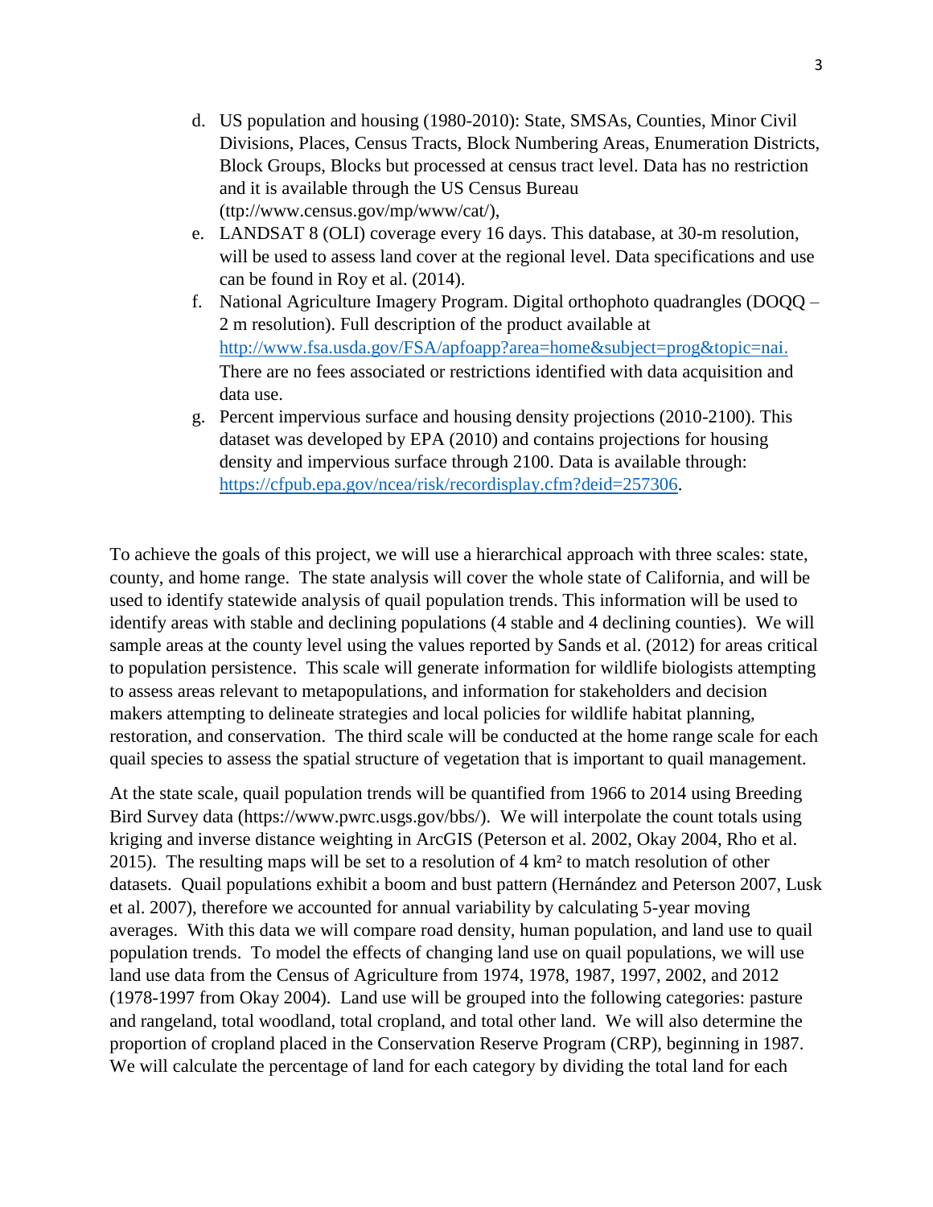d. US population and housing (1980-2010): State, SMSAs, Counties, Minor Civil Divisions, Places, Census Tracts, Block Numbering Areas, Enumeration Districts, Block Groups, Blocks but processed at census tract level. Data has no restriction and it is available through the US Census Bureau (ttp://www.census.gov/mp/www/cat/),
e. LANDSAT 8 (OLI) coverage every 16 days. This database, at 30-m resolution, will be used to assess land cover at the regional level. Data specifications and use can be found in Roy et al. (2014).
f. National Agriculture Imagery Program. Digital orthophoto quadrangles (DOQQ – 2 m resolution). Full description of the product available at http://www.fsa.usda.gov/FSA/apfoapp?area=home&subject=prog&topic=nai. There are no fees associated or restrictions identified with data acquisition and data use.
g. Percent impervious surface and housing density projections (2010-2100). This dataset was developed by EPA (2010) and contains projections for housing density and impervious surface through 2100. Data is available through: https://cfpub.epa.gov/ncea/risk/recordisplay.cfm?deid=257306.

To achieve the goals of this project, we will use a hierarchical approach with three scales: state, county, and home range. The state analysis will cover the whole state of California, and will be used to identify statewide analysis of quail population trends. This information will be used to identify areas with stable and declining populations (4 stable and 4 declining counties). We will sample areas at the county level using the values reported by Sands et al. (2012) for areas critical to population persistence. This scale will generate information for wildlife biologists attempting to assess areas relevant to metapopulations, and information for stakeholders and decision makers attempting to delineate strategies and local policies for wildlife habitat planning, restoration, and conservation. The third scale will be conducted at the home range scale for each quail species to assess the spatial structure of vegetation that is important to quail management.

At the state scale, quail population trends will be quantified from 1966 to 2014 using Breeding Bird Survey data (https://www.pwrc.usgs.gov/bbs/). We will interpolate the count totals using kriging and inverse distance weighting in ArcGIS (Peterson et al. 2002, Okay 2004, Rho et al. 2015). The resulting maps will be set to a resolution of 4 km² to match resolution of other datasets. Quail populations exhibit a boom and bust pattern (Hernández and Peterson 2007, Lusk et al. 2007), therefore we accounted for annual variability by calculating 5-year moving averages. With this data we will compare road density, human population, and land use to quail population trends. To model the effects of changing land use on quail populations, we will use land use data from the Census of Agriculture from 1974, 1978, 1987, 1997, 2002, and 2012 (1978-1997 from Okay 2004). Land use will be grouped into the following categories: pasture and rangeland, total woodland, total cropland, and total other land. We will also determine the proportion of cropland placed in the Conservation Reserve Program (CRP), beginning in 1987. We will calculate the percentage of land for each category by dividing the total land for each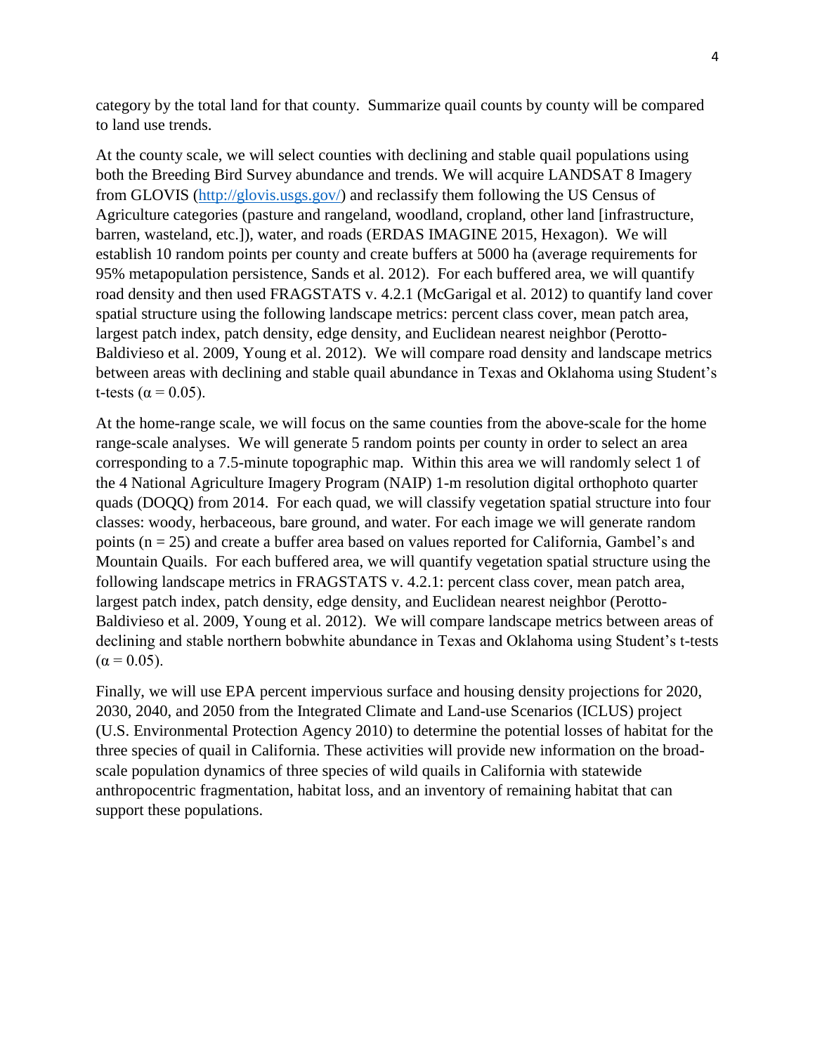category by the total land for that county. Summarize quail counts by county will be compared to land use trends.

At the county scale, we will select counties with declining and stable quail populations using both the Breeding Bird Survey abundance and trends. We will acquire LANDSAT 8 Imagery from GLOVIS (http://glovis.usgs.gov/) and reclassify them following the US Census of Agriculture categories (pasture and rangeland, woodland, cropland, other land [infrastructure, barren, wasteland, etc.]), water, and roads (ERDAS IMAGINE 2015, Hexagon). We will establish 10 random points per county and create buffers at 5000 ha (average requirements for 95% metapopulation persistence, Sands et al. 2012). For each buffered area, we will quantify road density and then used FRAGSTATS v. 4.2.1 (McGarigal et al. 2012) to quantify land cover spatial structure using the following landscape metrics: percent class cover, mean patch area, largest patch index, patch density, edge density, and Euclidean nearest neighbor (Perotto-Baldivieso et al. 2009, Young et al. 2012). We will compare road density and landscape metrics between areas with declining and stable quail abundance in Texas and Oklahoma using Student's t-tests ($\alpha = 0.05$).

At the home-range scale, we will focus on the same counties from the above-scale for the home range-scale analyses. We will generate 5 random points per county in order to select an area corresponding to a 7.5-minute topographic map. Within this area we will randomly select 1 of the 4 National Agriculture Imagery Program (NAIP) 1-m resolution digital orthophoto quarter quads (DOQQ) from 2014. For each quad, we will classify vegetation spatial structure into four classes: woody, herbaceous, bare ground, and water. For each image we will generate random points ($n = 25$) and create a buffer area based on values reported for California, Gambel's and Mountain Quails. For each buffered area, we will quantify vegetation spatial structure using the following landscape metrics in FRAGSTATS v. 4.2.1: percent class cover, mean patch area, largest patch index, patch density, edge density, and Euclidean nearest neighbor (Perotto-Baldivieso et al. 2009, Young et al. 2012). We will compare landscape metrics between areas of declining and stable northern bobwhite abundance in Texas and Oklahoma using Student's t-tests ($\alpha = 0.05$).

Finally, we will use EPA percent impervious surface and housing density projections for 2020, 2030, 2040, and 2050 from the Integrated Climate and Land-use Scenarios (ICLUS) project (U.S. Environmental Protection Agency 2010) to determine the potential losses of habitat for the three species of quail in California. These activities will provide new information on the broad-scale population dynamics of three species of wild quails in California with statewide anthropocentric fragmentation, habitat loss, and an inventory of remaining habitat that can support these populations.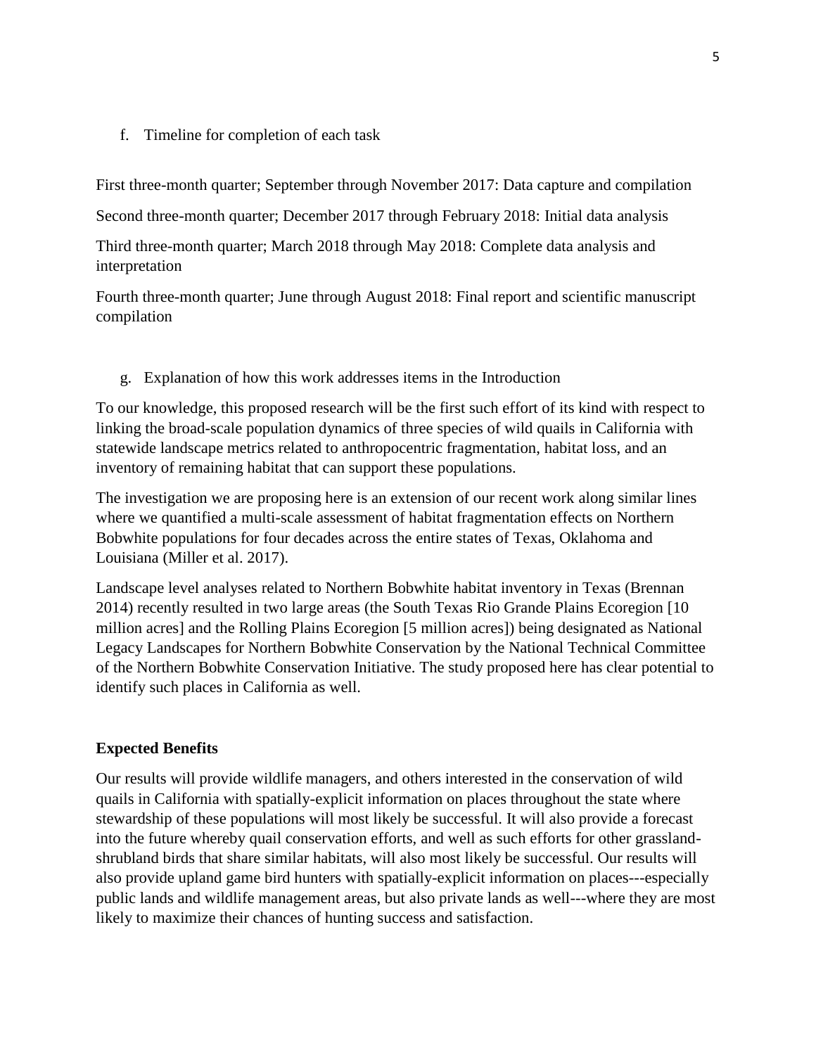f. Timeline for completion of each task

First three-month quarter; September through November 2017: Data capture and compilation

Second three-month quarter; December 2017 through February 2018: Initial data analysis

Third three-month quarter; March 2018 through May 2018: Complete data analysis and interpretation

Fourth three-month quarter; June through August 2018: Final report and scientific manuscript compilation

g. Explanation of how this work addresses items in the Introduction

To our knowledge, this proposed research will be the first such effort of its kind with respect to linking the broad-scale population dynamics of three species of wild quails in California with statewide landscape metrics related to anthropocentric fragmentation, habitat loss, and an inventory of remaining habitat that can support these populations.

The investigation we are proposing here is an extension of our recent work along similar lines where we quantified a multi-scale assessment of habitat fragmentation effects on Northern Bobwhite populations for four decades across the entire states of Texas, Oklahoma and Louisiana (Miller et al. 2017).

Landscape level analyses related to Northern Bobwhite habitat inventory in Texas (Brennan 2014) recently resulted in two large areas (the South Texas Rio Grande Plains Ecoregion [10 million acres] and the Rolling Plains Ecoregion [5 million acres]) being designated as National Legacy Landscapes for Northern Bobwhite Conservation by the National Technical Committee of the Northern Bobwhite Conservation Initiative. The study proposed here has clear potential to identify such places in California as well.

**Expected Benefits**

Our results will provide wildlife managers, and others interested in the conservation of wild quails in California with spatially-explicit information on places throughout the state where stewardship of these populations will most likely be successful. It will also provide a forecast into the future whereby quail conservation efforts, and well as such efforts for other grassland-shrubland birds that share similar habitats, will also most likely be successful. Our results will also provide upland game bird hunters with spatially-explicit information on places---especially public lands and wildlife management areas, but also private lands as well---where they are most likely to maximize their chances of hunting success and satisfaction.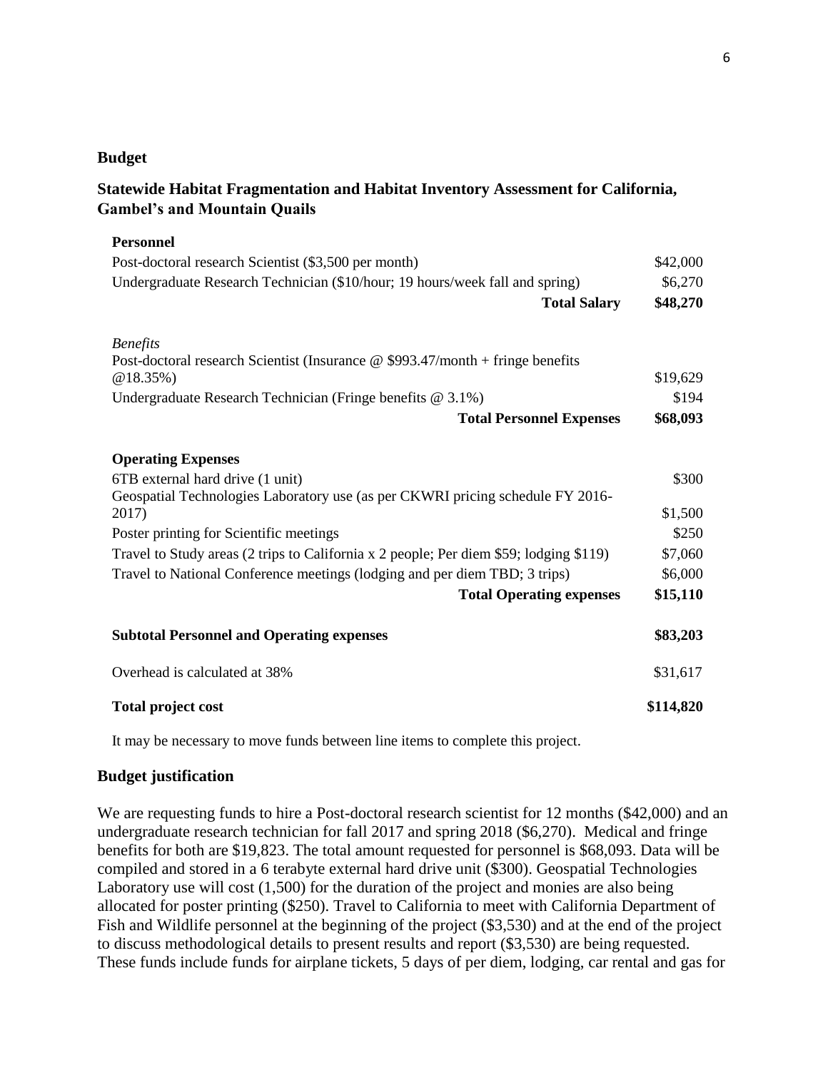## Budget

## Statewide Habitat Fragmentation and Habitat Inventory Assessment for California, Gambel's and Mountain Quails

| | |
|---|---|
| **Personnel** | |
| Post-doctoral research Scientist ($3,500 per month) | $42,000 |
| Undergraduate Research Technician ($10/hour; 19 hours/week fall and spring) | $6,270 |
| **Total Salary** | **$48,270** |
| *Benefits* | |
| Post-doctoral research Scientist (Insurance @ $993.47/month + fringe benefits @18.35%) | $19,629 |
| Undergraduate Research Technician (Fringe benefits @ 3.1%) | $194 |
| **Total Personnel Expenses** | **$68,093** |
| **Operating Expenses** | |
| 6TB external hard drive (1 unit) | $300 |
| Geospatial Technologies Laboratory use (as per CKWRI pricing schedule FY 2016-2017) | $1,500 |
| Poster printing for Scientific meetings | $250 |
| Travel to Study areas (2 trips to California x 2 people; Per diem $59; lodging $119) | $7,060 |
| Travel to National Conference meetings (lodging and per diem TBD; 3 trips) | $6,000 |
| **Total Operating expenses** | **$15,110** |
| **Subtotal Personnel and Operating expenses** | **$83,203** |
| Overhead is calculated at 38% | $31,617 |
| **Total project cost** | **$114,820** |

It may be necessary to move funds between line items to complete this project.

## Budget justification

We are requesting funds to hire a Post-doctoral research scientist for 12 months ($42,000) and an undergraduate research technician for fall 2017 and spring 2018 ($6,270). Medical and fringe benefits for both are $19,823. The total amount requested for personnel is $68,093. Data will be compiled and stored in a 6 terabyte external hard drive unit ($300). Geospatial Technologies Laboratory use will cost (1,500) for the duration of the project and monies are also being allocated for poster printing ($250). Travel to California to meet with California Department of Fish and Wildlife personnel at the beginning of the project ($3,530) and at the end of the project to discuss methodological details to present results and report ($3,530) are being requested. These funds include funds for airplane tickets, 5 days of per diem, lodging, car rental and gas for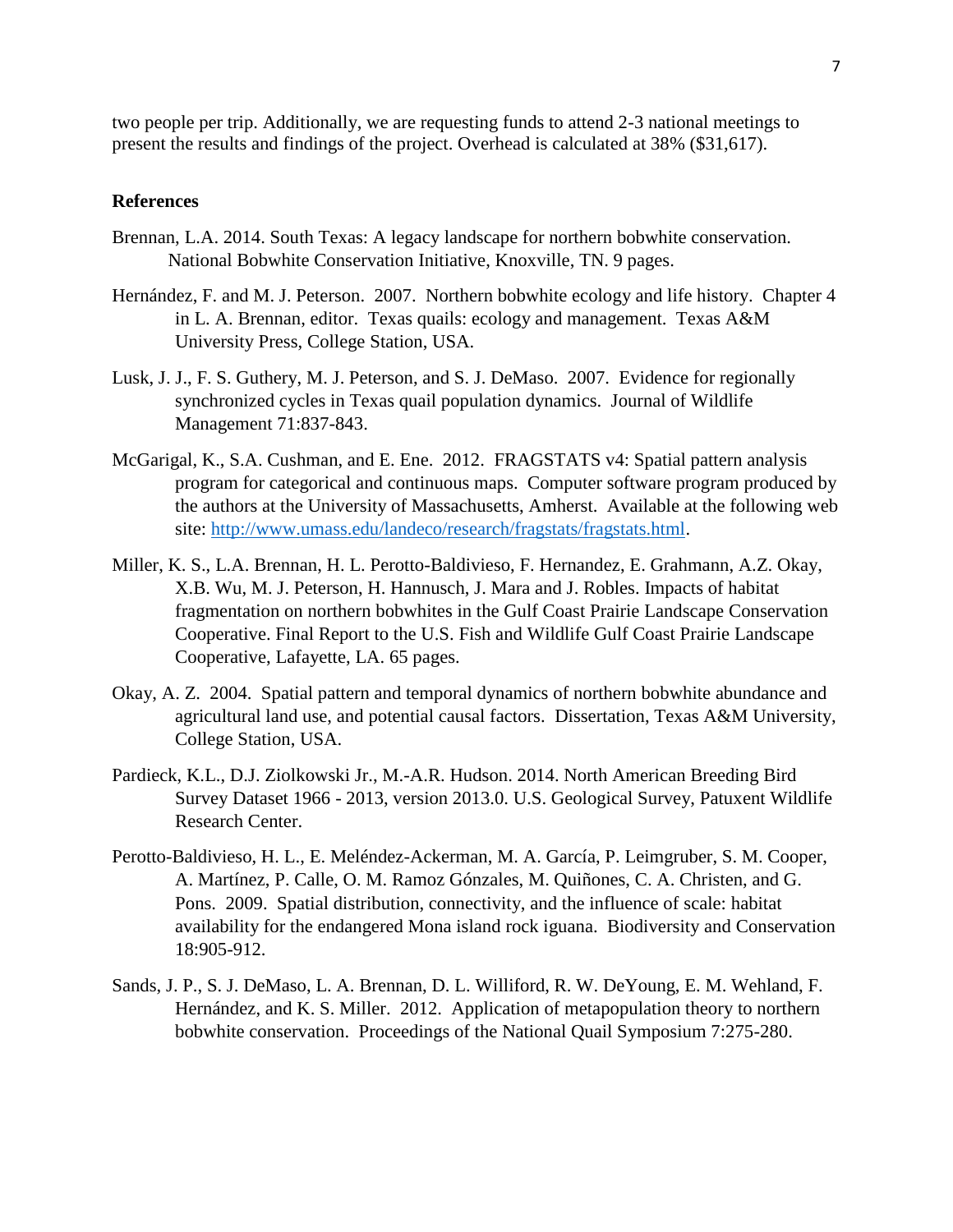two people per trip. Additionally, we are requesting funds to attend 2-3 national meetings to present the results and findings of the project. Overhead is calculated at 38% ($31,617).

**References**

Brennan, L.A. 2014. South Texas: A legacy landscape for northern bobwhite conservation. National Bobwhite Conservation Initiative, Knoxville, TN. 9 pages.

Hernández, F. and M. J. Peterson. 2007. Northern bobwhite ecology and life history. Chapter 4 in L. A. Brennan, editor. Texas quails: ecology and management. Texas A&M University Press, College Station, USA.

Lusk, J. J., F. S. Guthery, M. J. Peterson, and S. J. DeMaso. 2007. Evidence for regionally synchronized cycles in Texas quail population dynamics. Journal of Wildlife Management 71:837-843.

McGarigal, K., S.A. Cushman, and E. Ene. 2012. FRAGSTATS v4: Spatial pattern analysis program for categorical and continuous maps. Computer software program produced by the authors at the University of Massachusetts, Amherst. Available at the following web site: [http://www.umass.edu/landeco/research/fragstats/fragstats.html](http://www.umass.edu/landeco/research/fragstats/fragstats.html).

Miller, K. S., L.A. Brennan, H. L. Perotto-Baldivieso, F. Hernandez, E. Grahmann, A.Z. Okay, X.B. Wu, M. J. Peterson, H. Hannusch, J. Mara and J. Robles. Impacts of habitat fragmentation on northern bobwhites in the Gulf Coast Prairie Landscape Conservation Cooperative. Final Report to the U.S. Fish and Wildlife Gulf Coast Prairie Landscape Cooperative, Lafayette, LA. 65 pages.

Okay, A. Z. 2004. Spatial pattern and temporal dynamics of northern bobwhite abundance and agricultural land use, and potential causal factors. Dissertation, Texas A&M University, College Station, USA.

Pardieck, K.L., D.J. Ziolkowski Jr., M.-A.R. Hudson. 2014. North American Breeding Bird Survey Dataset 1966 - 2013, version 2013.0. U.S. Geological Survey, Patuxent Wildlife Research Center.

Perotto-Baldivieso, H. L., E. Meléndez-Ackerman, M. A. García, P. Leimgruber, S. M. Cooper, A. Martínez, P. Calle, O. M. Ramoz Gónzales, M. Quiñones, C. A. Christen, and G. Pons. 2009. Spatial distribution, connectivity, and the influence of scale: habitat availability for the endangered Mona island rock iguana. Biodiversity and Conservation 18:905-912.

Sands, J. P., S. J. DeMaso, L. A. Brennan, D. L. Williford, R. W. DeYoung, E. M. Wehland, F. Hernández, and K. S. Miller. 2012. Application of metapopulation theory to northern bobwhite conservation. Proceedings of the National Quail Symposium 7:275-280.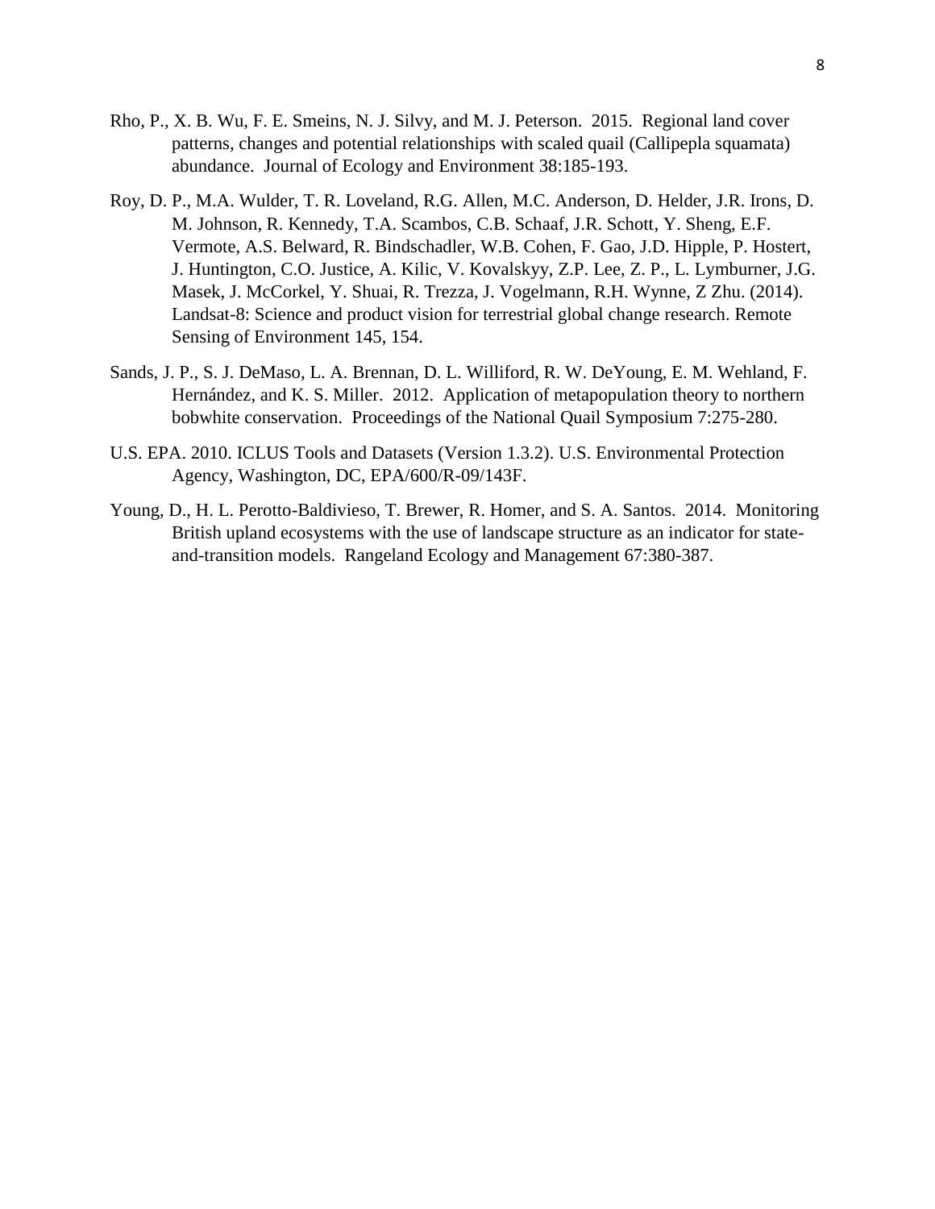Rho, P., X. B. Wu, F. E. Smeins, N. J. Silvy, and M. J. Peterson. 2015. Regional land cover patterns, changes and potential relationships with scaled quail (Callipepla squamata) abundance. Journal of Ecology and Environment 38:185-193.

Roy, D. P., M.A. Wulder, T. R. Loveland, R.G. Allen, M.C. Anderson, D. Helder, J.R. Irons, D. M. Johnson, R. Kennedy, T.A. Scambos, C.B. Schaaf, J.R. Schott, Y. Sheng, E.F. Vermote, A.S. Belward, R. Bindschadler, W.B. Cohen, F. Gao, J.D. Hipple, P. Hostert, J. Huntington, C.O. Justice, A. Kilic, V. Kovalskyy, Z.P. Lee, Z. P., L. Lymburner, J.G. Masek, J. McCorkel, Y. Shuai, R. Trezza, J. Vogelmann, R.H. Wynne, Z Zhu. (2014). Landsat-8: Science and product vision for terrestrial global change research. Remote Sensing of Environment 145, 154.

Sands, J. P., S. J. DeMaso, L. A. Brennan, D. L. Williford, R. W. DeYoung, E. M. Wehland, F. Hernández, and K. S. Miller. 2012. Application of metapopulation theory to northern bobwhite conservation. Proceedings of the National Quail Symposium 7:275-280.

U.S. EPA. 2010. ICLUS Tools and Datasets (Version 1.3.2). U.S. Environmental Protection Agency, Washington, DC, EPA/600/R-09/143F.

Young, D., H. L. Perotto-Baldivieso, T. Brewer, R. Homer, and S. A. Santos. 2014. Monitoring British upland ecosystems with the use of landscape structure as an indicator for state-and-transition models. Rangeland Ecology and Management 67:380-387.